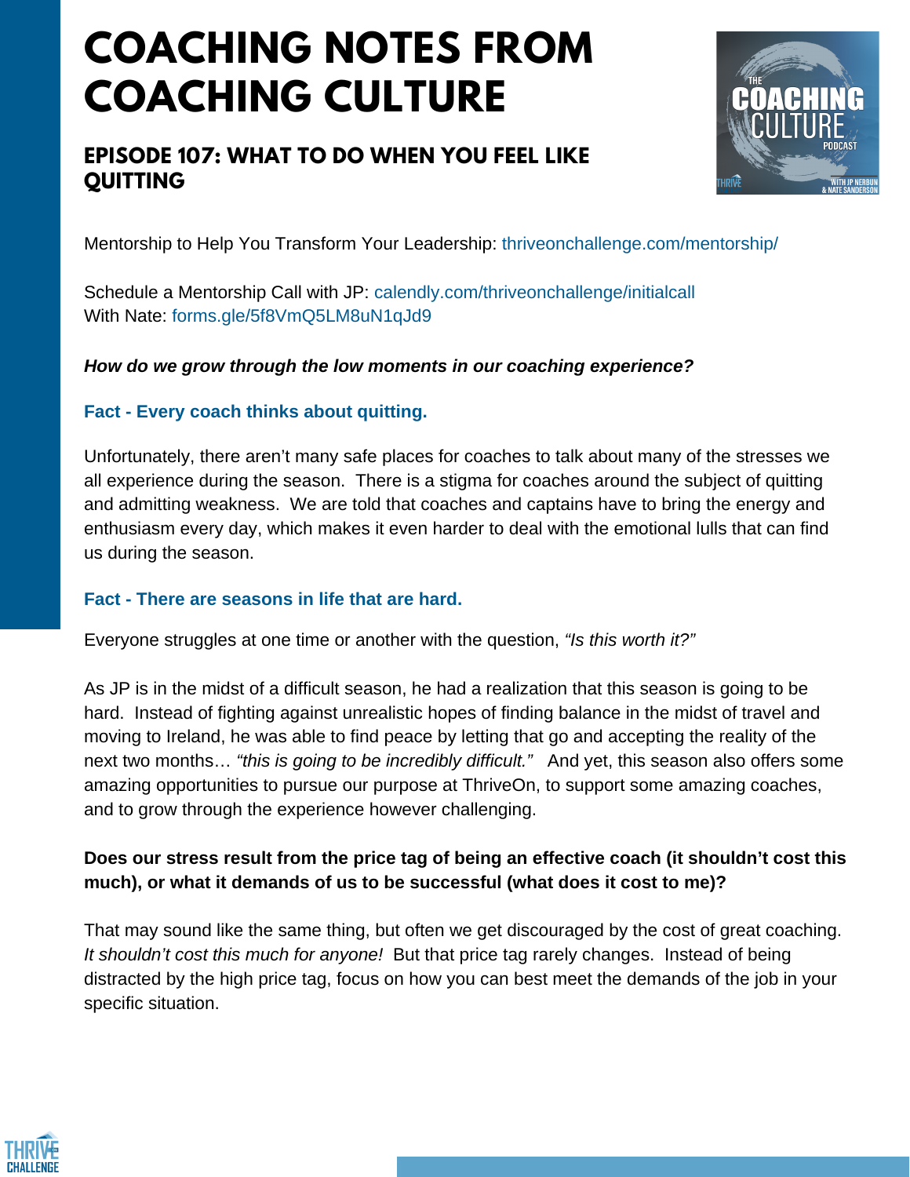# COACHING NOTES FROM COACHING CULTURE

## EPISODE 107: WHAT TO DO WHEN YOU FEEL LIKE QUITTING

Mentorship to Help You Transform Your Leadership: thriveonchallenge.com/mentorship/

Schedule a Mentorship Call with JP: calendly.com/thriveonchallenge/initialcall
With Nate: forms.gle/5f8VmQ5LM8uN1qJd9

***How do we grow through the low moments in our coaching experience?***

### Fact - Every coach thinks about quitting.

Unfortunately, there aren't many safe places for coaches to talk about many of the stresses we all experience during the season. There is a stigma for coaches around the subject of quitting and admitting weakness. We are told that coaches and captains have to bring the energy and enthusiasm every day, which makes it even harder to deal with the emotional lulls that can find us during the season.

### Fact - There are seasons in life that are hard.

Everyone struggles at one time or another with the question, *"Is this worth it?"*

As JP is in the midst of a difficult season, he had a realization that this season is going to be hard. Instead of fighting against unrealistic hopes of finding balance in the midst of travel and moving to Ireland, he was able to find peace by letting that go and accepting the reality of the next two months… *"this is going to be incredibly difficult."* And yet, this season also offers some amazing opportunities to pursue our purpose at ThriveOn, to support some amazing coaches, and to grow through the experience however challenging.

**Does our stress result from the price tag of being an effective coach (it shouldn't cost this much), or what it demands of us to be successful (what does it cost to me)?**

That may sound like the same thing, but often we get discouraged by the cost of great coaching. *It shouldn't cost this much for anyone!* But that price tag rarely changes. Instead of being distracted by the high price tag, focus on how you can best meet the demands of the job in your specific situation.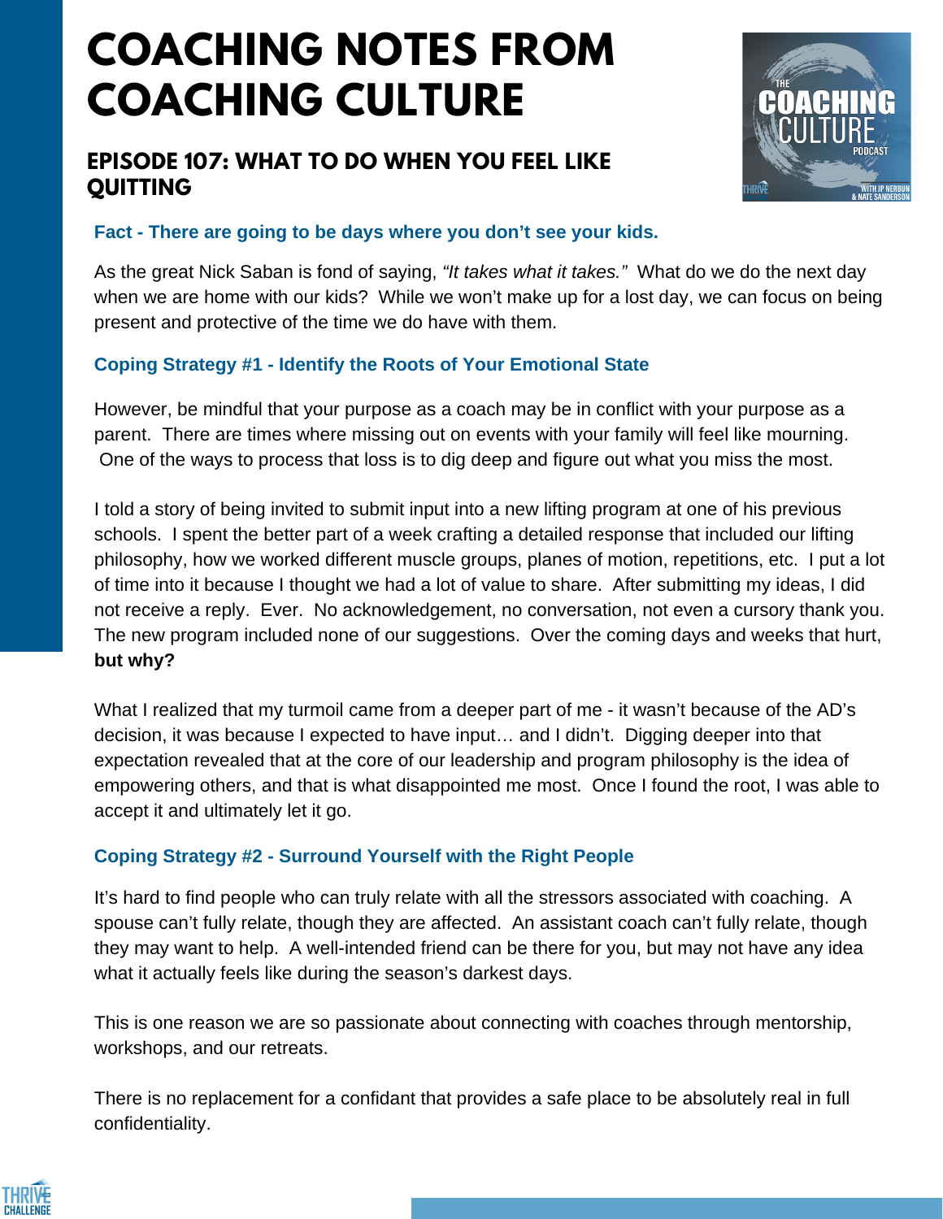# COACHING NOTES FROM COACHING CULTURE

## EPISODE 107: WHAT TO DO WHEN YOU FEEL LIKE QUITTING

### Fact - There are going to be days where you don't see your kids.

As the great Nick Saban is fond of saying, *"It takes what it takes."* What do we do the next day when we are home with our kids? While we won't make up for a lost day, we can focus on being present and protective of the time we do have with them.

### Coping Strategy #1 - Identify the Roots of Your Emotional State

However, be mindful that your purpose as a coach may be in conflict with your purpose as a parent. There are times where missing out on events with your family will feel like mourning. One of the ways to process that loss is to dig deep and figure out what you miss the most.

I told a story of being invited to submit input into a new lifting program at one of his previous schools. I spent the better part of a week crafting a detailed response that included our lifting philosophy, how we worked different muscle groups, planes of motion, repetitions, etc. I put a lot of time into it because I thought we had a lot of value to share. After submitting my ideas, I did not receive a reply. Ever. No acknowledgement, no conversation, not even a cursory thank you. The new program included none of our suggestions. Over the coming days and weeks that hurt, **but why?**

What I realized that my turmoil came from a deeper part of me - it wasn't because of the AD's decision, it was because I expected to have input… and I didn't. Digging deeper into that expectation revealed that at the core of our leadership and program philosophy is the idea of empowering others, and that is what disappointed me most. Once I found the root, I was able to accept it and ultimately let it go.

### Coping Strategy #2 - Surround Yourself with the Right People

It's hard to find people who can truly relate with all the stressors associated with coaching. A spouse can't fully relate, though they are affected. An assistant coach can't fully relate, though they may want to help. A well-intended friend can be there for you, but may not have any idea what it actually feels like during the season's darkest days.

This is one reason we are so passionate about connecting with coaches through mentorship, workshops, and our retreats.

There is no replacement for a confidant that provides a safe place to be absolutely real in full confidentiality.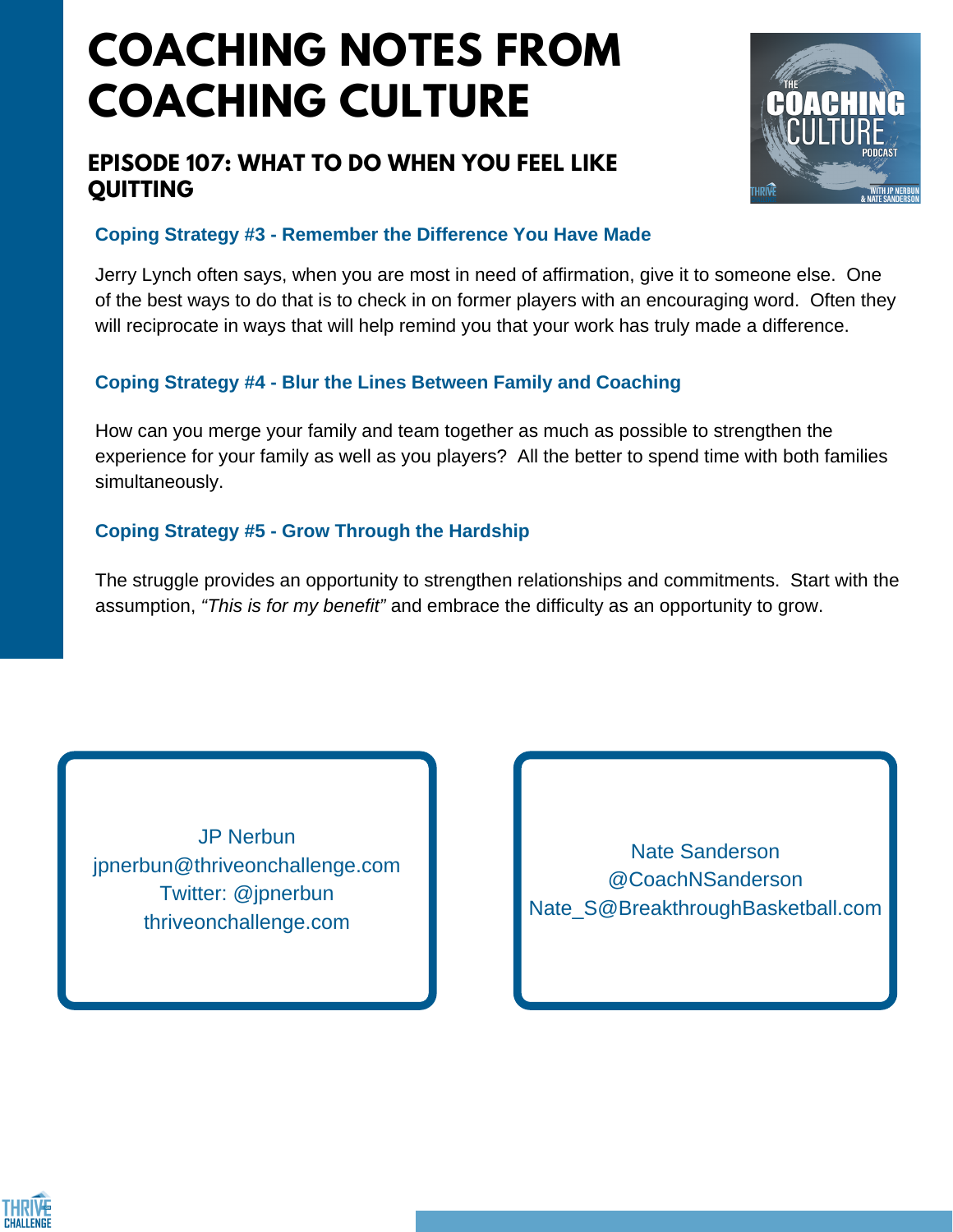# COACHING NOTES FROM COACHING CULTURE

## EPISODE 107: WHAT TO DO WHEN YOU FEEL LIKE QUITTING

### Coping Strategy #3 - Remember the Difference You Have Made

Jerry Lynch often says, when you are most in need of affirmation, give it to someone else. One of the best ways to do that is to check in on former players with an encouraging word. Often they will reciprocate in ways that will help remind you that your work has truly made a difference.

### Coping Strategy #4 - Blur the Lines Between Family and Coaching

How can you merge your family and team together as much as possible to strengthen the experience for your family as well as you players? All the better to spend time with both families simultaneously.

### Coping Strategy #5 - Grow Through the Hardship

The struggle provides an opportunity to strengthen relationships and commitments. Start with the assumption, *"This is for my benefit"* and embrace the difficulty as an opportunity to grow.

JP Nerbun
jpnerbun@thriveonchallenge.com
Twitter: @jpnerbun
thriveonchallenge.com

Nate Sanderson
@CoachNSanderson
Nate_S@BreakthroughBasketball.com